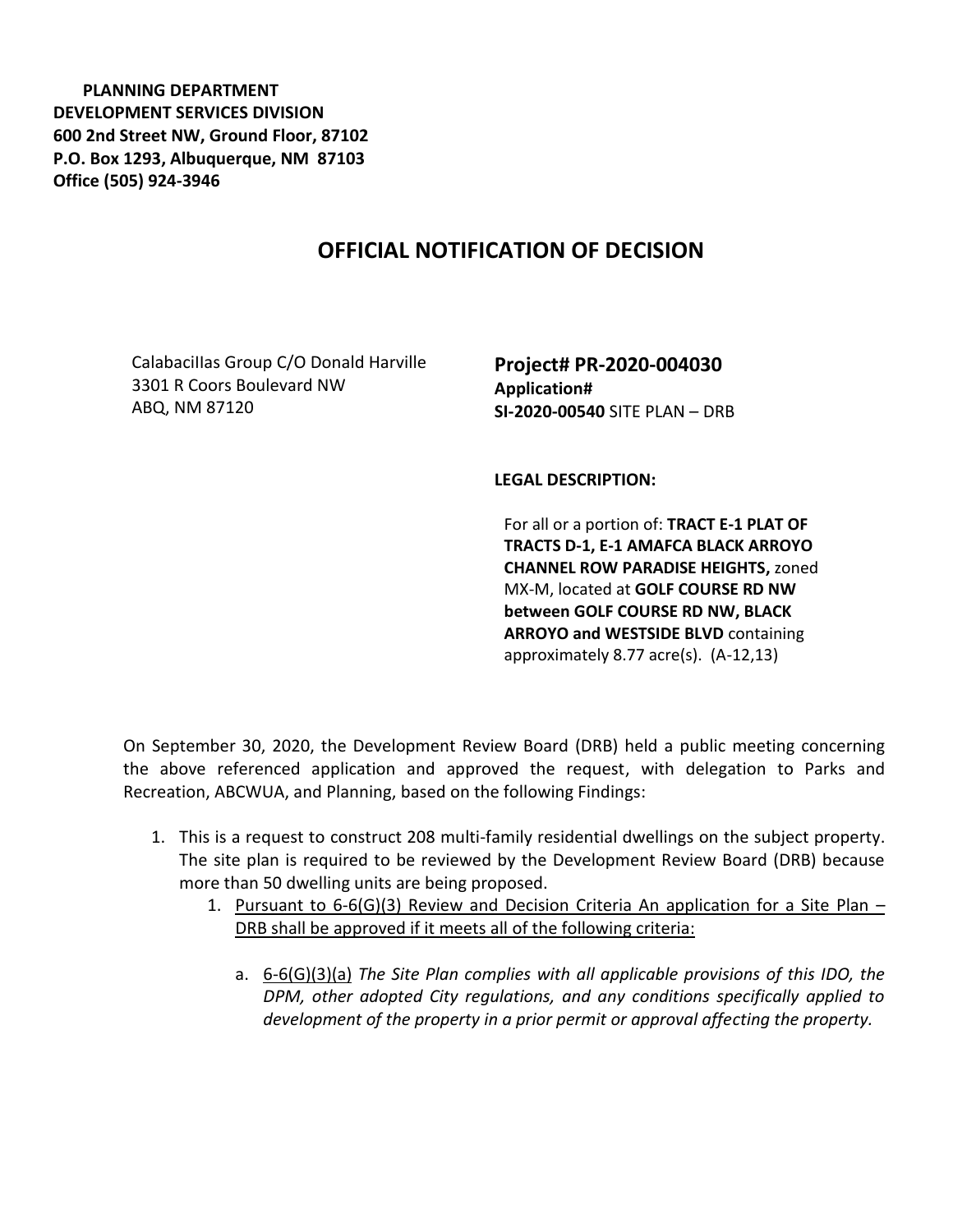**PLANNING DEPARTMENT**
**DEVELOPMENT SERVICES DIVISION**
**600 2nd Street NW, Ground Floor, 87102**
**P.O. Box 1293, Albuquerque, NM 87103**
**Office (505) 924-3946**

# OFFICIAL NOTIFICATION OF DECISION

CalabacilIas Group C/O Donald Harville
3301 R Coors Boulevard NW
ABQ, NM 87120

**Project# PR-2020-004030**
**Application#**
**SI-2020-00540** SITE PLAN – DRB

**LEGAL DESCRIPTION:**

For all or a portion of: **TRACT E-1 PLAT OF TRACTS D-1, E-1 AMAFCA BLACK ARROYO CHANNEL ROW PARADISE HEIGHTS,** zoned MX-M, located at **GOLF COURSE RD NW between GOLF COURSE RD NW, BLACK ARROYO and WESTSIDE BLVD** containing approximately 8.77 acre(s). (A-12,13)

On September 30, 2020, the Development Review Board (DRB) held a public meeting concerning the above referenced application and approved the request, with delegation to Parks and Recreation, ABCWUA, and Planning, based on the following Findings:

1. This is a request to construct 208 multi-family residential dwellings on the subject property. The site plan is required to be reviewed by the Development Review Board (DRB) because more than 50 dwelling units are being proposed.
   1. Pursuant to 6-6(G)(3) Review and Decision Criteria An application for a Site Plan – DRB shall be approved if it meets all of the following criteria:
      a. 6-6(G)(3)(a) *The Site Plan complies with all applicable provisions of this IDO, the DPM, other adopted City regulations, and any conditions specifically applied to development of the property in a prior permit or approval affecting the property.*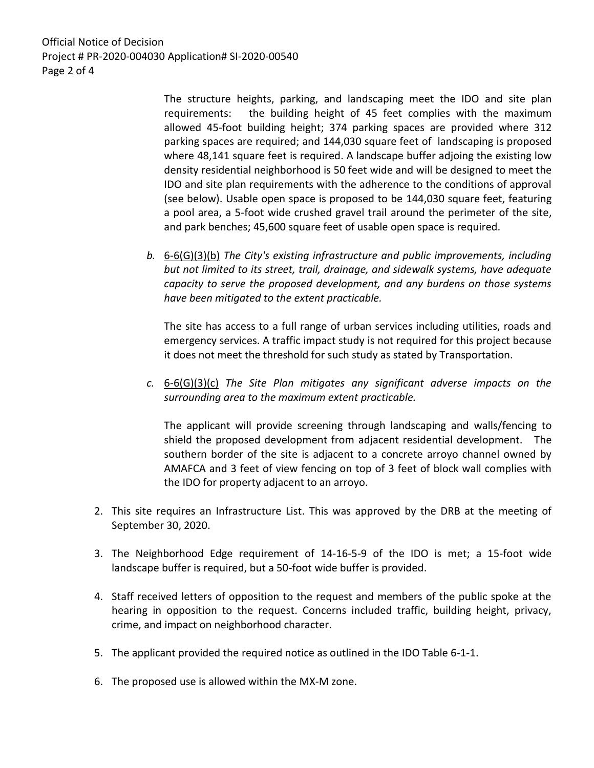The structure heights, parking, and landscaping meet the IDO and site plan requirements: the building height of 45 feet complies with the maximum allowed 45-foot building height; 374 parking spaces are provided where 312 parking spaces are required; and 144,030 square feet of landscaping is proposed where 48,141 square feet is required. A landscape buffer adjoing the existing low density residential neighborhood is 50 feet wide and will be designed to meet the IDO and site plan requirements with the adherence to the conditions of approval (see below). Usable open space is proposed to be 144,030 square feet, featuring a pool area, a 5-foot wide crushed gravel trail around the perimeter of the site, and park benches; 45,600 square feet of usable open space is required.

b. 6-6(G)(3)(b) *The City's existing infrastructure and public improvements, including but not limited to its street, trail, drainage, and sidewalk systems, have adequate capacity to serve the proposed development, and any burdens on those systems have been mitigated to the extent practicable.*

   The site has access to a full range of urban services including utilities, roads and emergency services. A traffic impact study is not required for this project because it does not meet the threshold for such study as stated by Transportation.

c. 6-6(G)(3)(c) *The Site Plan mitigates any significant adverse impacts on the surrounding area to the maximum extent practicable.*

   The applicant will provide screening through landscaping and walls/fencing to shield the proposed development from adjacent residential development. The southern border of the site is adjacent to a concrete arroyo channel owned by AMAFCA and 3 feet of view fencing on top of 3 feet of block wall complies with the IDO for property adjacent to an arroyo.

2. This site requires an Infrastructure List. This was approved by the DRB at the meeting of September 30, 2020.

3. The Neighborhood Edge requirement of 14-16-5-9 of the IDO is met; a 15-foot wide landscape buffer is required, but a 50-foot wide buffer is provided.

4. Staff received letters of opposition to the request and members of the public spoke at the hearing in opposition to the request. Concerns included traffic, building height, privacy, crime, and impact on neighborhood character.

5. The applicant provided the required notice as outlined in the IDO Table 6-1-1.

6. The proposed use is allowed within the MX-M zone.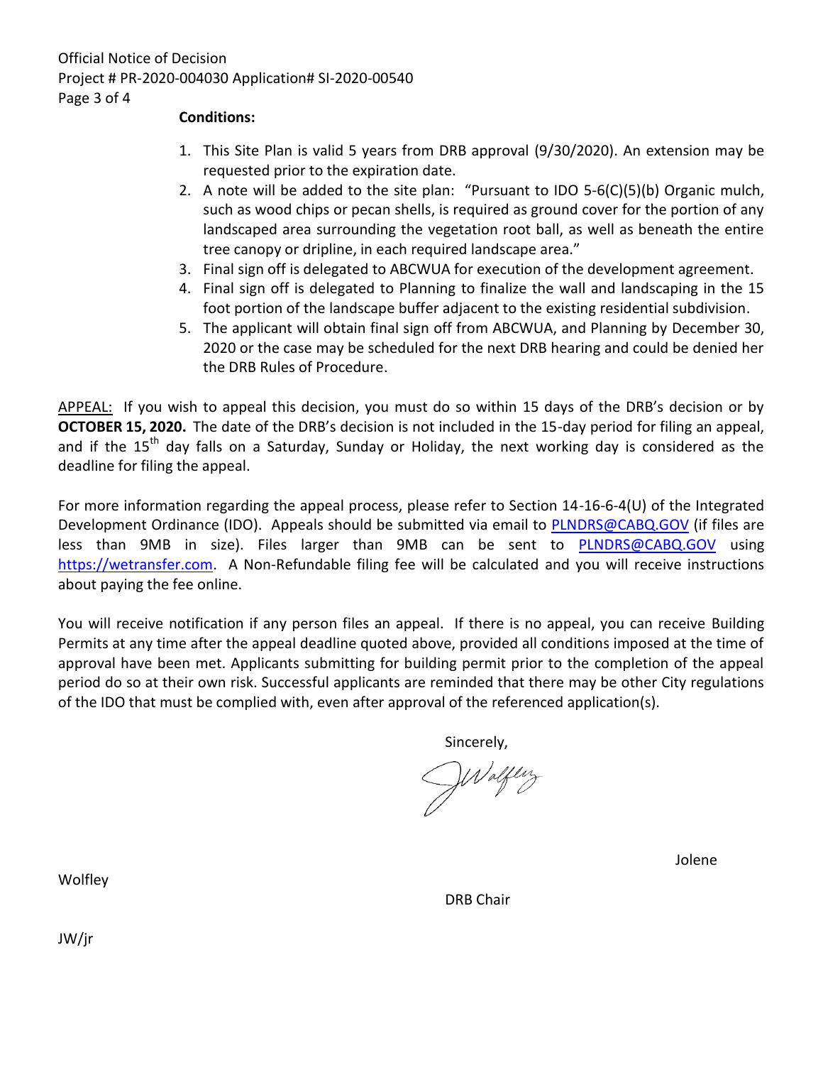**Conditions:**

1. This Site Plan is valid 5 years from DRB approval (9/30/2020). An extension may be requested prior to the expiration date.
2. A note will be added to the site plan: "Pursuant to IDO 5-6(C)(5)(b) Organic mulch, such as wood chips or pecan shells, is required as ground cover for the portion of any landscaped area surrounding the vegetation root ball, as well as beneath the entire tree canopy or dripline, in each required landscape area."
3. Final sign off is delegated to ABCWUA for execution of the development agreement.
4. Final sign off is delegated to Planning to finalize the wall and landscaping in the 15 foot portion of the landscape buffer adjacent to the existing residential subdivision.
5. The applicant will obtain final sign off from ABCWUA, and Planning by December 30, 2020 or the case may be scheduled for the next DRB hearing and could be denied her the DRB Rules of Procedure.

APPEAL: If you wish to appeal this decision, you must do so within 15 days of the DRB's decision or by **OCTOBER 15, 2020.** The date of the DRB's decision is not included in the 15-day period for filing an appeal, and if the 15th day falls on a Saturday, Sunday or Holiday, the next working day is considered as the deadline for filing the appeal.

For more information regarding the appeal process, please refer to Section 14-16-6-4(U) of the Integrated Development Ordinance (IDO). Appeals should be submitted via email to PLNDRS@CABQ.GOV (if files are less than 9MB in size). Files larger than 9MB can be sent to PLNDRS@CABQ.GOV using https://wetransfer.com. A Non-Refundable filing fee will be calculated and you will receive instructions about paying the fee online.

You will receive notification if any person files an appeal. If there is no appeal, you can receive Building Permits at any time after the appeal deadline quoted above, provided all conditions imposed at the time of approval have been met. Applicants submitting for building permit prior to the completion of the appeal period do so at their own risk. Successful applicants are reminded that there may be other City regulations of the IDO that must be complied with, even after approval of the referenced application(s).

Sincerely,

Jolene Wolfley

DRB Chair

JW/jr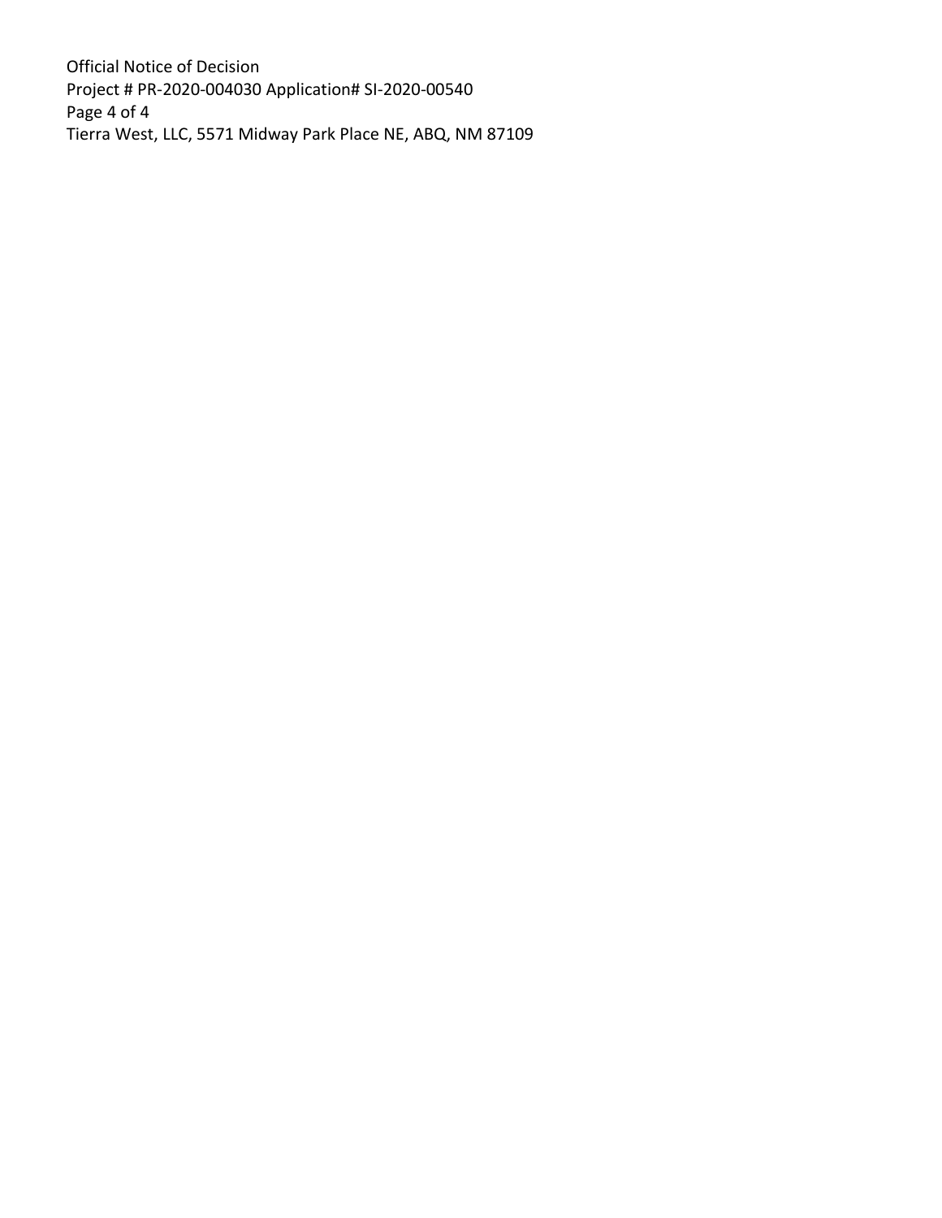Tierra West, LLC, 5571 Midway Park Place NE, ABQ, NM 87109